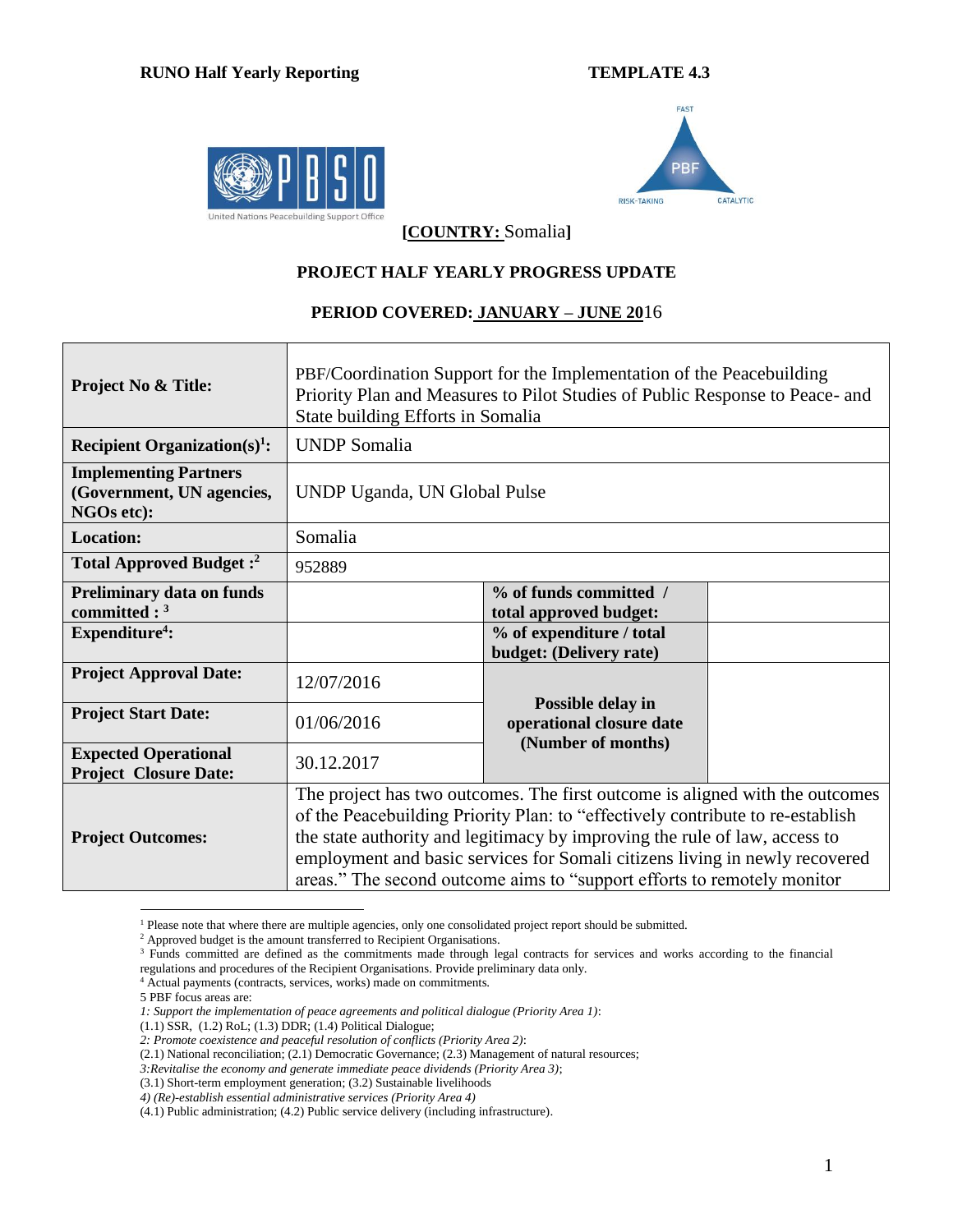**RUNO Half Yearly Reporting** **TEMPLATE 4.3**

**[COUNTRY: Somalia]**

**PROJECT HALF YEARLY PROGRESS UPDATE**

**PERIOD COVERED: JANUARY – JUNE 2016**

| | | | |
|---|---|---|---|
| **Project No & Title:** | PBF/Coordination Support for the Implementation of the Peacebuilding Priority Plan and Measures to Pilot Studies of Public Response to Peace- and State building Efforts in Somalia | | |
| **Recipient Organization(s)[1]:** | UNDP Somalia | | |
| **Implementing Partners (Government, UN agencies, NGOs etc):** | UNDP Uganda, UN Global Pulse | | |
| **Location:** | Somalia | | |
| **Total Approved Budget :[2]** | 952889 | | |
| **Preliminary data on funds committed : [3]** | | **% of funds committed / total approved budget:** | |
| **Expenditure[4]:** | | **% of expenditure / total budget: (Delivery rate)** | |
| **Project Approval Date:** | 12/07/2016 | **Possible delay in operational closure date (Number of months)** | |
| **Project Start Date:** | 01/06/2016 | | |
| **Expected Operational Project Closure Date:** | 30.12.2017 | | |
| **Project Outcomes:** | The project has two outcomes. The first outcome is aligned with the outcomes of the Peacebuilding Priority Plan: to "effectively contribute to re-establish the state authority and legitimacy by improving the rule of law, access to employment and basic services for Somali citizens living in newly recovered areas." The second outcome aims to "support efforts to remotely monitor | | |

[1] Please note that where there are multiple agencies, only one consolidated project report should be submitted.

[2] Approved budget is the amount transferred to Recipient Organisations.

[3] Funds committed are defined as the commitments made through legal contracts for services and works according to the financial regulations and procedures of the Recipient Organisations. Provide preliminary data only.

[4] Actual payments (contracts, services, works) made on commitments.

5 PBF focus areas are:

*1: Support the implementation of peace agreements and political dialogue (Priority Area 1)*:

(1.1) SSR, (1.2) RoL; (1.3) DDR; (1.4) Political Dialogue;

*2: Promote coexistence and peaceful resolution of conflicts (Priority Area 2)*:

(2.1) National reconciliation; (2.1) Democratic Governance; (2.3) Management of natural resources;

*3:Revitalise the economy and generate immediate peace dividends (Priority Area 3)*;

(3.1) Short-term employment generation; (3.2) Sustainable livelihoods

*4) (Re)-establish essential administrative services (Priority Area 4)*

(4.1) Public administration; (4.2) Public service delivery (including infrastructure).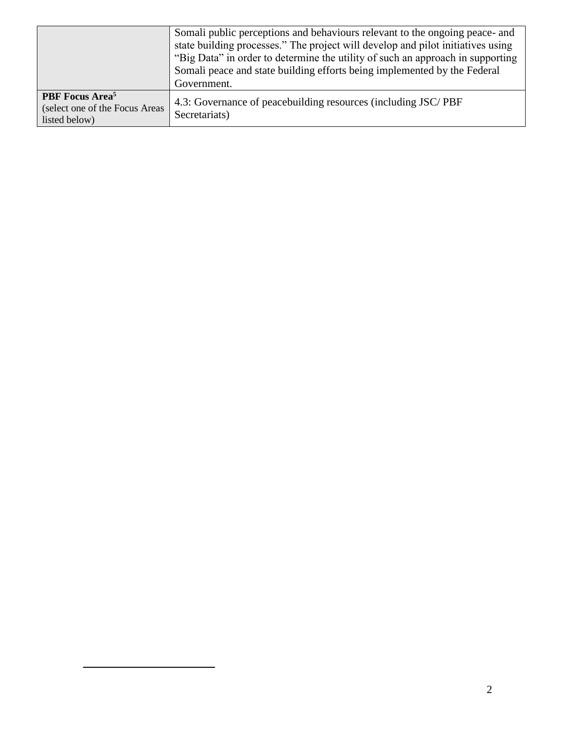| | |
|---|---|
| | Somali public perceptions and behaviours relevant to the ongoing peace- and state building processes." The project will develop and pilot initiatives using "Big Data" in order to determine the utility of such an approach in supporting Somali peace and state building efforts being implemented by the Federal Government. |
| **PBF Focus Area**[5] (select one of the Focus Areas listed below) | 4.3: Governance of peacebuilding resources (including JSC/ PBF Secretariats) |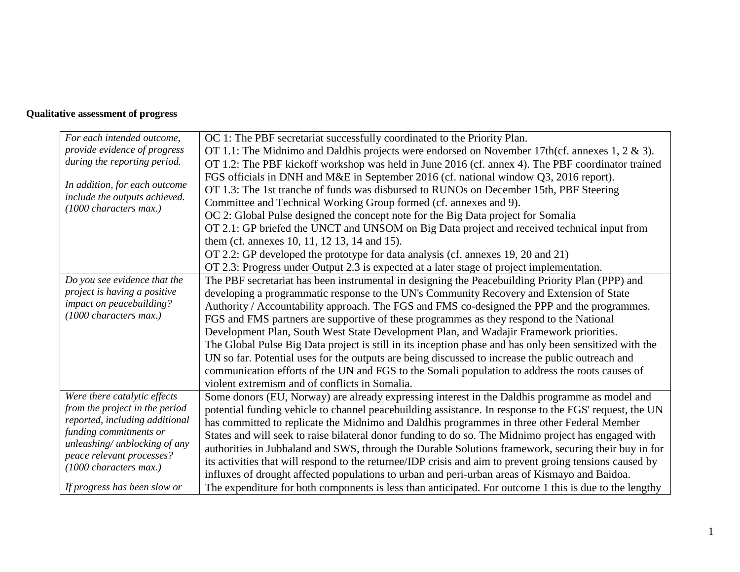**Qualitative assessment of progress**

| | |
|---|---|
| *For each intended outcome, provide evidence of progress during the reporting period.*<br><br>*In addition, for each outcome include the outputs achieved. (1000 characters max.)* | OC 1: The PBF secretariat successfully coordinated to the Priority Plan.<br>OT 1.1: The Midnimo and Daldhis projects were endorsed on November 17th(cf. annexes 1, 2 & 3).<br>OT 1.2: The PBF kickoff workshop was held in June 2016 (cf. annex 4). The PBF coordinator trained FGS officials in DNH and M&E in September 2016 (cf. national window Q3, 2016 report).<br>OT 1.3: The 1st tranche of funds was disbursed to RUNOs on December 15th, PBF Steering Committee and Technical Working Group formed (cf. annexes and 9).<br>OC 2: Global Pulse designed the concept note for the Big Data project for Somalia<br>OT 2.1: GP briefed the UNCT and UNSOM on Big Data project and received technical input from them (cf. annexes 10, 11, 12 13, 14 and 15).<br>OT 2.2: GP developed the prototype for data analysis (cf. annexes 19, 20 and 21)<br>OT 2.3: Progress under Output 2.3 is expected at a later stage of project implementation. |
| *Do you see evidence that the project is having a positive impact on peacebuilding? (1000 characters max.)* | The PBF secretariat has been instrumental in designing the Peacebuilding Priority Plan (PPP) and developing a programmatic response to the UN's Community Recovery and Extension of State Authority / Accountability approach. The FGS and FMS co-designed the PPP and the programmes. FGS and FMS partners are supportive of these programmes as they respond to the National Development Plan, South West State Development Plan, and Wadajir Framework priorities.<br>The Global Pulse Big Data project is still in its inception phase and has only been sensitized with the UN so far. Potential uses for the outputs are being discussed to increase the public outreach and communication efforts of the UN and FGS to the Somali population to address the roots causes of violent extremism and of conflicts in Somalia. |
| *Were there catalytic effects from the project in the period reported, including additional funding commitments or unleashing/ unblocking of any peace relevant processes? (1000 characters max.)* | Some donors (EU, Norway) are already expressing interest in the Daldhis programme as model and potential funding vehicle to channel peacebuilding assistance. In response to the FGS' request, the UN has committed to replicate the Midnimo and Daldhis programmes in three other Federal Member States and will seek to raise bilateral donor funding to do so. The Midnimo project has engaged with authorities in Jubbaland and SWS, through the Durable Solutions framework, securing their buy in for its activities that will respond to the returnee/IDP crisis and aim to prevent groing tensions caused by influxes of drought affected populations to urban and peri-urban areas of Kismayo and Baidoa. |
| *If progress has been slow or* | The expenditure for both components is less than anticipated. For outcome 1 this is due to the lengthy |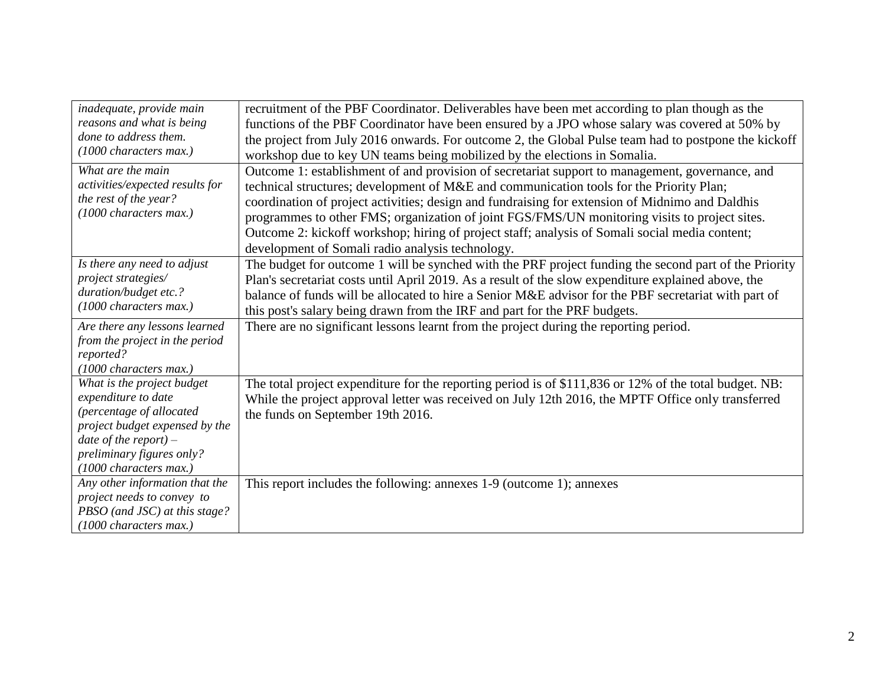| | |
|---|---|
| *inadequate, provide main reasons and what is being done to address them. (1000 characters max.)* | recruitment of the PBF Coordinator. Deliverables have been met according to plan though as the functions of the PBF Coordinator have been ensured by a JPO whose salary was covered at 50% by the project from July 2016 onwards. For outcome 2, the Global Pulse team had to postpone the kickoff workshop due to key UN teams being mobilized by the elections in Somalia. |
| *What are the main activities/expected results for the rest of the year? (1000 characters max.)* | Outcome 1: establishment of and provision of secretariat support to management, governance, and technical structures; development of M&E and communication tools for the Priority Plan; coordination of project activities; design and fundraising for extension of Midnimo and Daldhis programmes to other FMS; organization of joint FGS/FMS/UN monitoring visits to project sites. Outcome 2: kickoff workshop; hiring of project staff; analysis of Somali social media content; development of Somali radio analysis technology. |
| *Is there any need to adjust project strategies/ duration/budget etc.? (1000 characters max.)* | The budget for outcome 1 will be synched with the PRF project funding the second part of the Priority Plan's secretariat costs until April 2019. As a result of the slow expenditure explained above, the balance of funds will be allocated to hire a Senior M&E advisor for the PBF secretariat with part of this post's salary being drawn from the IRF and part for the PRF budgets. |
| *Are there any lessons learned from the project in the period reported? (1000 characters max.)* | There are no significant lessons learnt from the project during the reporting period. |
| *What is the project budget expenditure to date (percentage of allocated project budget expensed by the date of the report) – preliminary figures only? (1000 characters max.)* | The total project expenditure for the reporting period is of \$111,836 or 12% of the total budget. NB: While the project approval letter was received on July 12th 2016, the MPTF Office only transferred the funds on September 19th 2016. |
| *Any other information that the project needs to convey to PBSO (and JSC) at this stage? (1000 characters max.)* | This report includes the following: annexes 1-9 (outcome 1); annexes |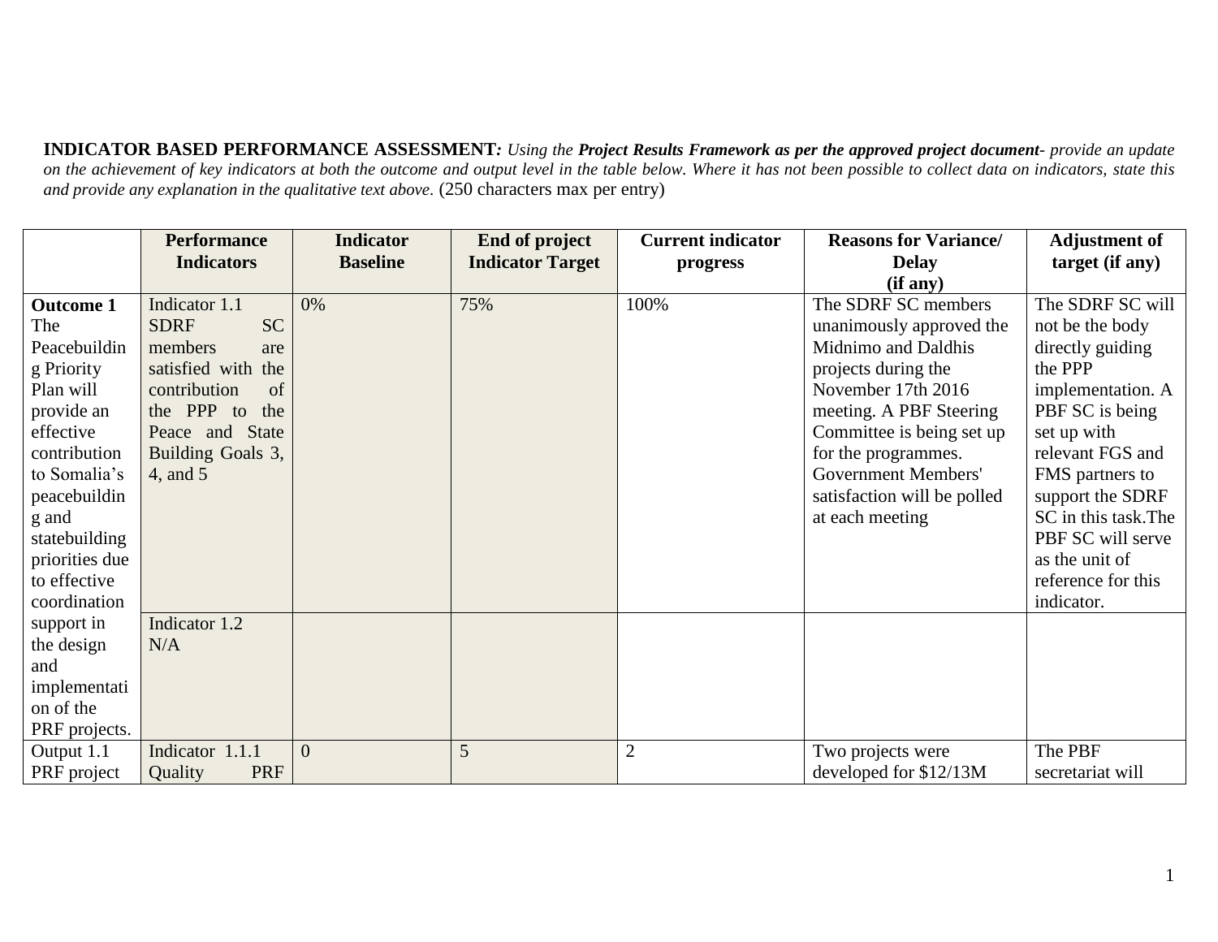**INDICATOR BASED PERFORMANCE ASSESSMENT***: Using the* ***Project Results Framework as per the approved project document****- provide an update on the achievement of key indicators at both the outcome and output level in the table below. Where it has not been possible to collect data on indicators, state this and provide any explanation in the qualitative text above.* (250 characters max per entry)

| | Performance Indicators | Indicator Baseline | End of project Indicator Target | Current indicator progress | Reasons for Variance/ Delay (if any) | Adjustment of target (if any) |
|---|---|---|---|---|---|---|
| **Outcome 1** The Peacebuilding Priority Plan will provide an effective contribution to Somalia's peacebuilding and statebuilding priorities due to effective coordination support in the design and implementation of the PRF projects. | Indicator 1.1 SDRF SC members are satisfied with the contribution of the PPP to the Peace and State Building Goals 3, 4, and 5 | 0% | 75% | 100% | The SDRF SC members unanimously approved the Midnimo and Daldhis projects during the November 17th 2016 meeting. A PBF Steering Committee is being set up for the programmes. Government Members' satisfaction will be polled at each meeting | The SDRF SC will not be the body directly guiding the PPP implementation. A PBF SC is being set up with relevant FGS and FMS partners to support the SDRF SC in this task.The PBF SC will serve as the unit of reference for this indicator. |
| | Indicator 1.2 N/A | | | | | |
| Output 1.1 PRF project | Indicator 1.1.1 Quality PRF | 0 | 5 | 2 | Two projects were developed for $12/13M | The PBF secretariat will |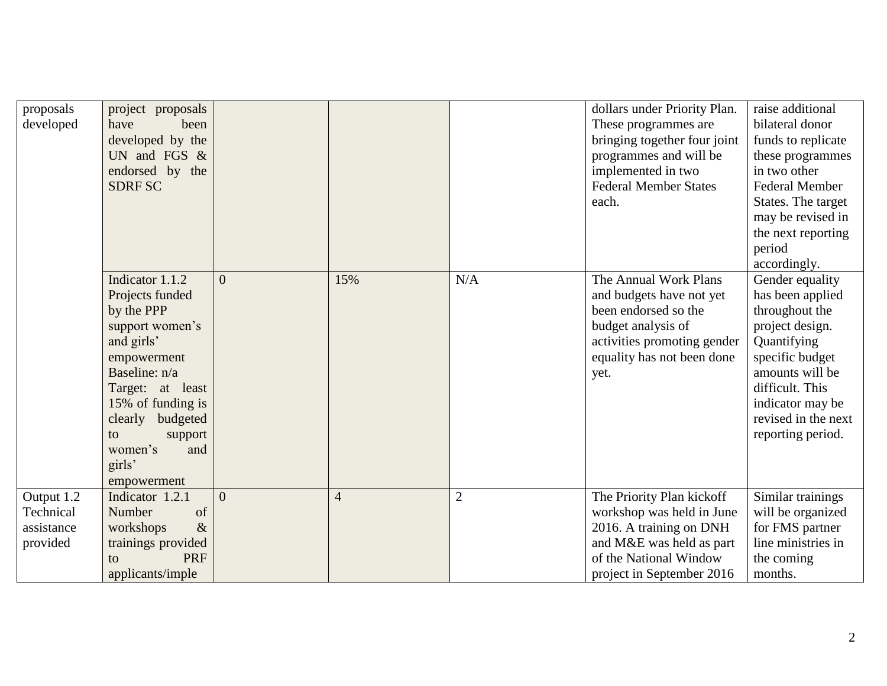| | | | | | | |
|---|---|---|---|---|---|---|
| proposals developed | project proposals have been developed by the UN and FGS & endorsed by the SDRF SC | | | | dollars under Priority Plan. These programmes are bringing together four joint programmes and will be implemented in two Federal Member States each. | raise additional bilateral donor funds to replicate these programmes in two other Federal Member States. The target may be revised in the next reporting period accordingly. |
| | Indicator 1.1.2 Projects funded by the PPP support women's and girls' empowerment Baseline: n/a Target: at least 15% of funding is clearly budgeted to support women's and girls' empowerment | 0 | 15% | N/A | The Annual Work Plans and budgets have not yet been endorsed so the budget analysis of activities promoting gender equality has not been done yet. | Gender equality has been applied throughout the project design. Quantifying specific budget amounts will be difficult. This indicator may be revised in the next reporting period. |
| Output 1.2 Technical assistance provided | Indicator 1.2.1 Number of workshops & trainings provided to PRF applicants/imple | 0 | 4 | 2 | The Priority Plan kickoff workshop was held in June 2016. A training on DNH and M&E was held as part of the National Window project in September 2016 | Similar trainings will be organized for FMS partner line ministries in the coming months. |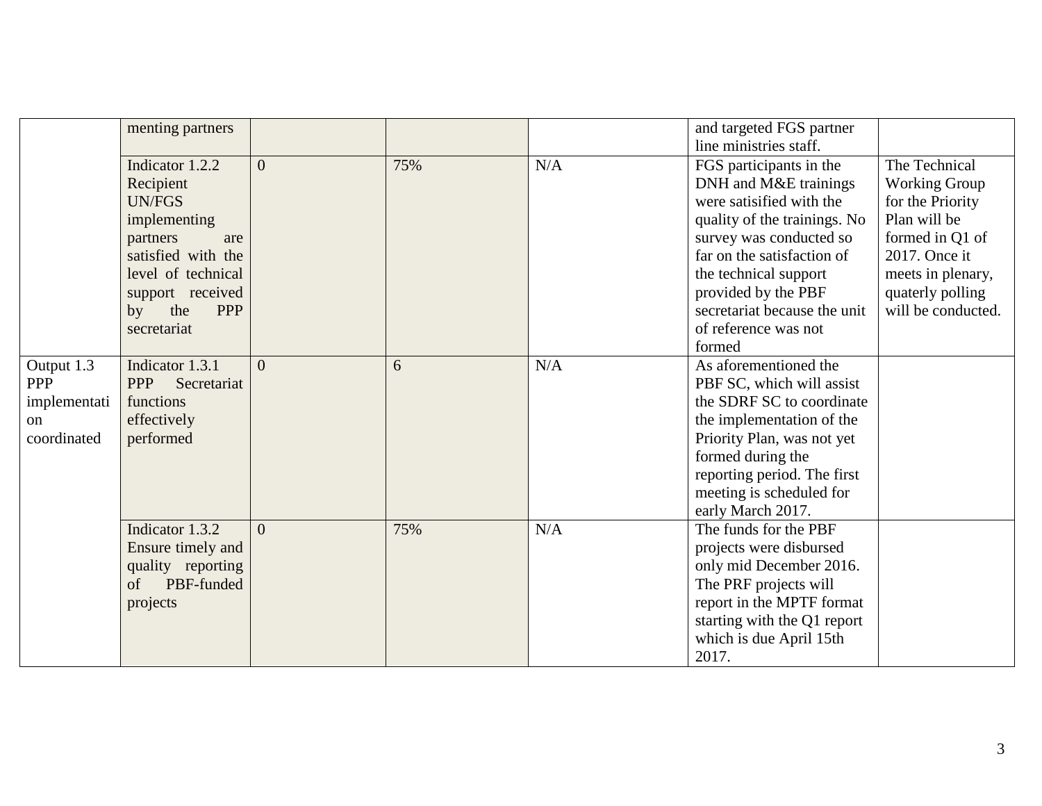| | | | | | | |
|---|---|---|---|---|---|---|
| | menting partners | | | | and targeted FGS partner line ministries staff. | |
| | Indicator 1.2.2 Recipient UN/FGS implementing partners are satisfied with the level of technical support received by the PPP secretariat | 0 | 75% | N/A | FGS participants in the DNH and M&E trainings were satisified with the quality of the trainings. No survey was conducted so far on the satisfaction of the technical support provided by the PBF secretariat because the unit of reference was not formed | The Technical Working Group for the Priority Plan will be formed in Q1 of 2017. Once it meets in plenary, quaterly polling will be conducted. |
| Output 1.3 PPP implementation coordinated | Indicator 1.3.1 PPP Secretariat functions effectively performed | 0 | 6 | N/A | As aforementioned the PBF SC, which will assist the SDRF SC to coordinate the implementation of the Priority Plan, was not yet formed during the reporting period. The first meeting is scheduled for early March 2017. | |
| | Indicator 1.3.2 Ensure timely and quality reporting of PBF-funded projects | 0 | 75% | N/A | The funds for the PBF projects were disbursed only mid December 2016. The PRF projects will report in the MPTF format starting with the Q1 report which is due April 15th 2017. | |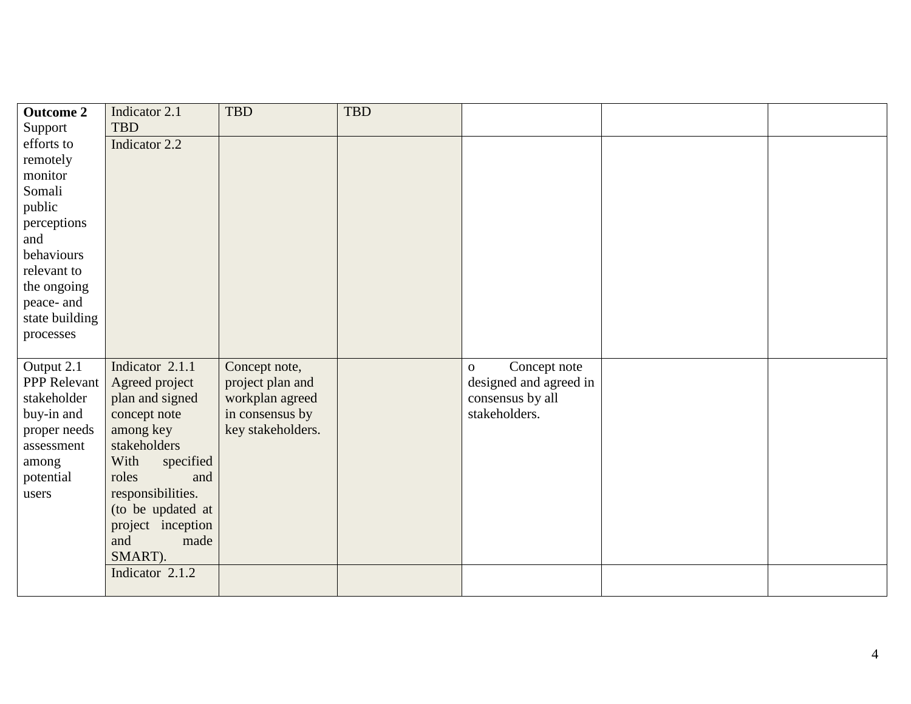| | | | | | | |
|---|---|---|---|---|---|---|
| **Outcome 2** Support efforts to remotely monitor Somali public perceptions and behaviours relevant to the ongoing peace- and state building processes | Indicator 2.1 TBD | TBD | TBD | | | |
| | Indicator 2.2 | | | | | |
| Output 2.1 PPP Relevant stakeholder buy-in and proper needs assessment among potential users | Indicator 2.1.1 Agreed project plan and signed concept note among key stakeholders With specified roles and responsibilities. (to be updated at project inception and made SMART). | Concept note, project plan and workplan agreed in consensus by key stakeholders. | | o Concept note designed and agreed in consensus by all stakeholders. | | |
| | Indicator 2.1.2 | | | | | |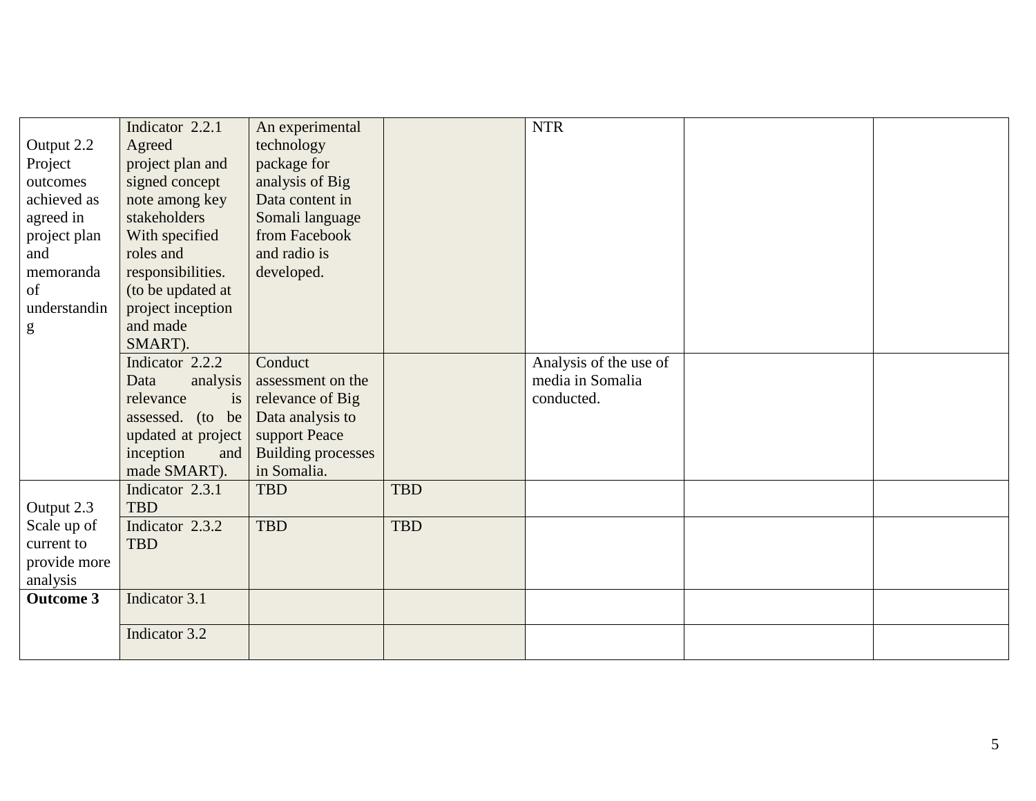| | | | | | | |
|---|---|---|---|---|---|---|
| Output 2.2 Project outcomes achieved as agreed in project plan and memoranda of understanding | Indicator 2.2.1 Agreed project plan and signed concept note among key stakeholders With specified roles and responsibilities. (to be updated at project inception and made SMART). | An experimental technology package for analysis of Big Data content in Somali language from Facebook and radio is developed. | | NTR | | |
| | Indicator 2.2.2 Data analysis relevance is assessed. (to be updated at project inception and made SMART). | Conduct assessment on the relevance of Big Data analysis to support Peace Building processes in Somalia. | | Analysis of the use of media in Somalia conducted. | | |
| Output 2.3 Scale up of current to provide more analysis | Indicator 2.3.1 TBD | TBD | TBD | | | |
| | Indicator 2.3.2 TBD | TBD | TBD | | | |
| **Outcome 3** | Indicator 3.1 | | | | | |
| | Indicator 3.2 | | | | | |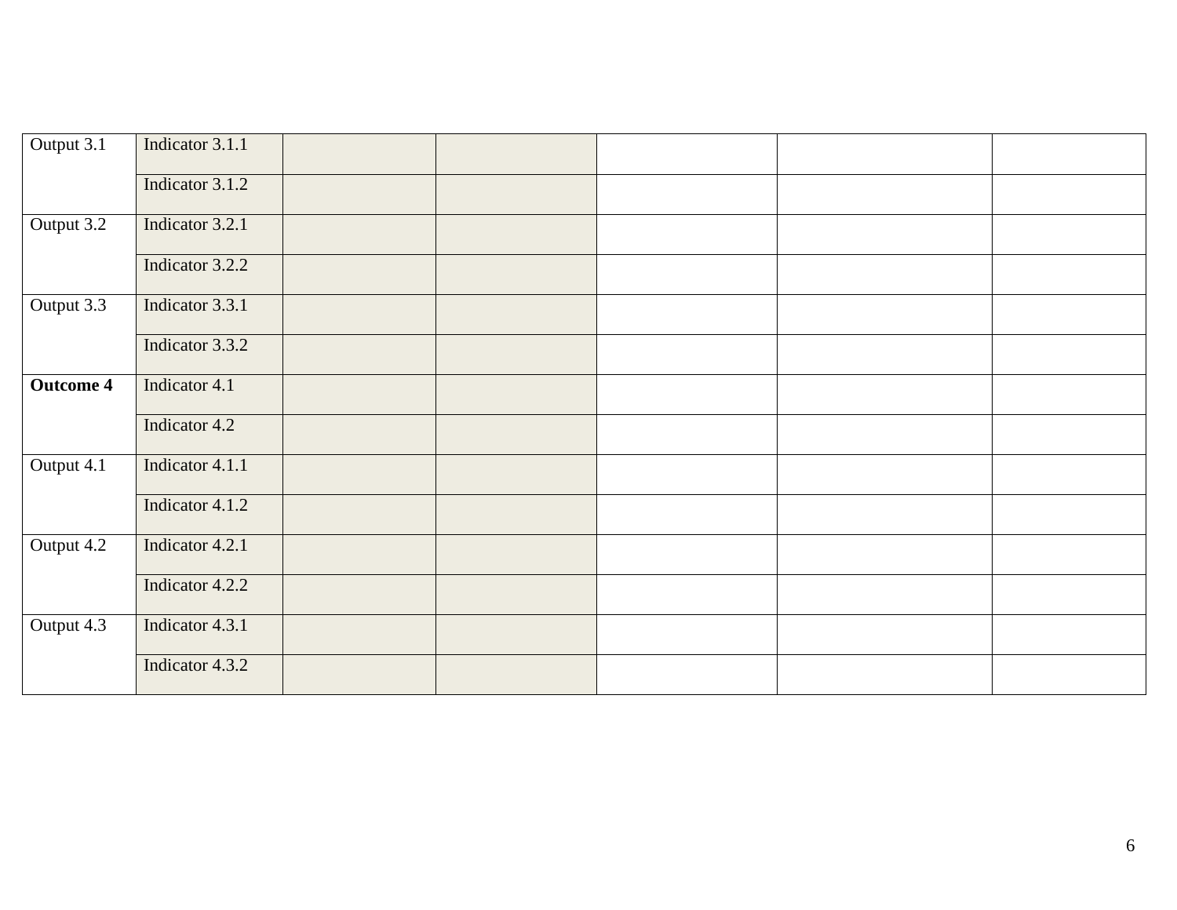| | | | | | | |
|---|---|---|---|---|---|---|
| Output 3.1 | Indicator 3.1.1 | | | | | |
| | Indicator 3.1.2 | | | | | |
| Output 3.2 | Indicator 3.2.1 | | | | | |
| | Indicator 3.2.2 | | | | | |
| Output 3.3 | Indicator 3.3.1 | | | | | |
| | Indicator 3.3.2 | | | | | |
| **Outcome 4** | Indicator 4.1 | | | | | |
| | Indicator 4.2 | | | | | |
| Output 4.1 | Indicator 4.1.1 | | | | | |
| | Indicator 4.1.2 | | | | | |
| Output 4.2 | Indicator 4.2.1 | | | | | |
| | Indicator 4.2.2 | | | | | |
| Output 4.3 | Indicator 4.3.1 | | | | | |
| | Indicator 4.3.2 | | | | | |